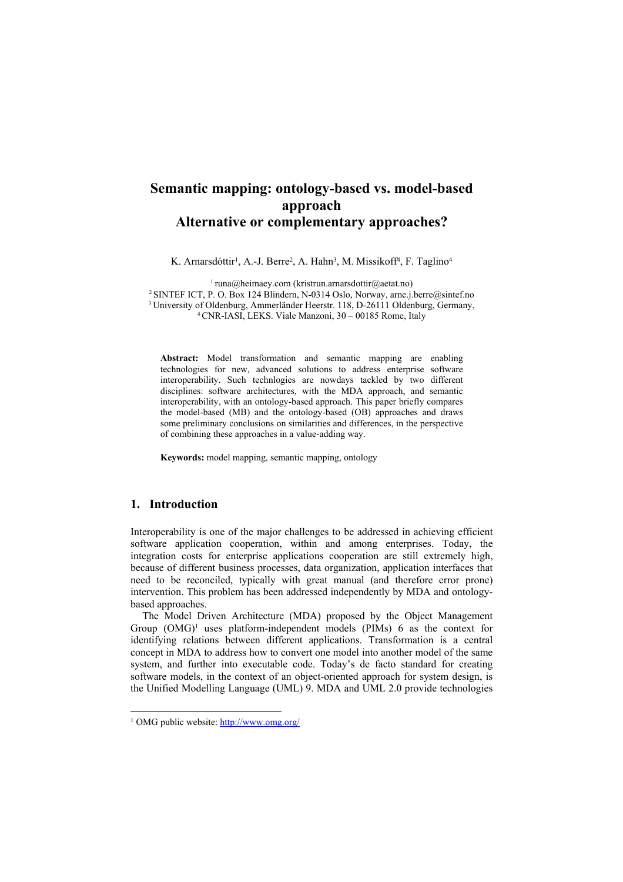# Semantic mapping: ontology-based vs. model-based approach
# Alternative or complementary approaches?

K. Arnarsdóttir[1], A.-J. Berre[2], A. Hahn[3], M. Missikoff[4], F. Taglino[4]

[1] runa@heimaey.com (kristrun.arnarsdottir@aetat.no)
[2] SINTEF ICT, P. O. Box 124 Blindern, N-0314 Oslo, Norway, arne.j.berre@sintef.no
[3] University of Oldenburg, Ammerländer Heerstr. 118, D-26111 Oldenburg, Germany,
[4] CNR-IASI, LEKS. Viale Manzoni, 30 – 00185 Rome, Italy

**Abstract:** Model transformation and semantic mapping are enabling technologies for new, advanced solutions to address enterprise software interoperability. Such technlogies are nowdays tackled by two different disciplines: software architectures, with the MDA approach, and semantic interoperability, with an ontology-based approach. This paper briefly compares the model-based (MB) and the ontology-based (OB) approaches and draws some preliminary conclusions on similarities and differences, in the perspective of combining these approaches in a value-adding way.

**Keywords:** model mapping, semantic mapping, ontology

## 1. Introduction

Interoperability is one of the major challenges to be addressed in achieving efficient software application cooperation, within and among enterprises. Today, the integration costs for enterprise applications cooperation are still extremely high, because of different business processes, data organization, application interfaces that need to be reconciled, typically with great manual (and therefore error prone) intervention. This problem has been addressed independently by MDA and ontology-based approaches.

The Model Driven Architecture (MDA) proposed by the Object Management Group (OMG)[1] uses platform-independent models (PIMs) 6 as the context for identifying relations between different applications. Transformation is a central concept in MDA to address how to convert one model into another model of the same system, and further into executable code. Today's de facto standard for creating software models, in the context of an object-oriented approach for system design, is the Unified Modelling Language (UML) 9. MDA and UML 2.0 provide technologies

[1] OMG public website: http://www.omg.org/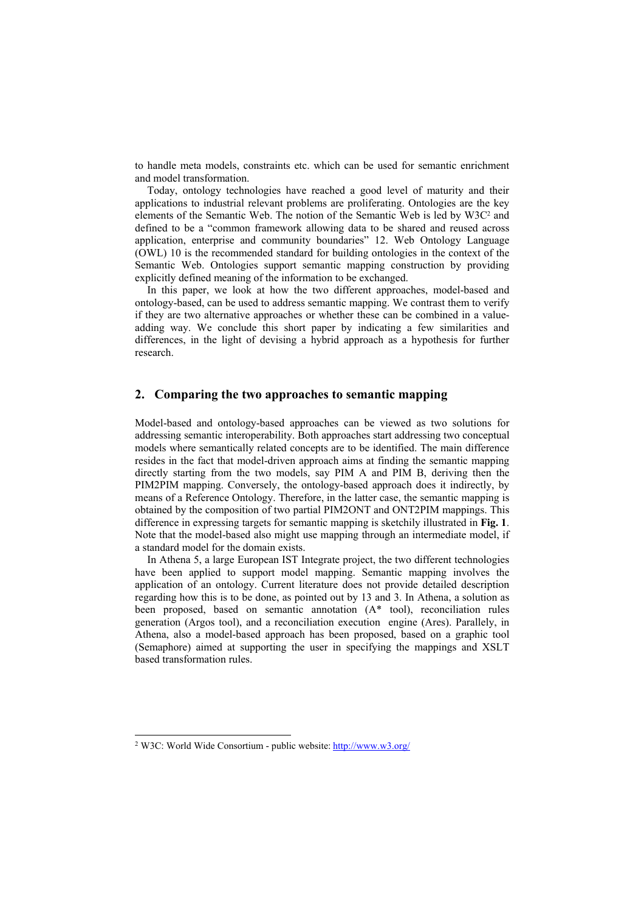to handle meta models, constraints etc. which can be used for semantic enrichment and model transformation.

Today, ontology technologies have reached a good level of maturity and their applications to industrial relevant problems are proliferating. Ontologies are the key elements of the Semantic Web. The notion of the Semantic Web is led by W3C[2] and defined to be a "common framework allowing data to be shared and reused across application, enterprise and community boundaries" 12. Web Ontology Language (OWL) 10 is the recommended standard for building ontologies in the context of the Semantic Web. Ontologies support semantic mapping construction by providing explicitly defined meaning of the information to be exchanged.

In this paper, we look at how the two different approaches, model-based and ontology-based, can be used to address semantic mapping. We contrast them to verify if they are two alternative approaches or whether these can be combined in a value-adding way. We conclude this short paper by indicating a few similarities and differences, in the light of devising a hybrid approach as a hypothesis for further research.

## 2. Comparing the two approaches to semantic mapping

Model-based and ontology-based approaches can be viewed as two solutions for addressing semantic interoperability. Both approaches start addressing two conceptual models where semantically related concepts are to be identified. The main difference resides in the fact that model-driven approach aims at finding the semantic mapping directly starting from the two models, say PIM A and PIM B, deriving then the PIM2PIM mapping. Conversely, the ontology-based approach does it indirectly, by means of a Reference Ontology. Therefore, in the latter case, the semantic mapping is obtained by the composition of two partial PIM2ONT and ONT2PIM mappings. This difference in expressing targets for semantic mapping is sketchily illustrated in **Fig. 1**. Note that the model-based also might use mapping through an intermediate model, if a standard model for the domain exists.

In Athena 5, a large European IST Integrate project, the two different technologies have been applied to support model mapping. Semantic mapping involves the application of an ontology. Current literature does not provide detailed description regarding how this is to be done, as pointed out by 13 and 3. In Athena, a solution as been proposed, based on semantic annotation (A* tool), reconciliation rules generation (Argos tool), and a reconciliation execution engine (Ares). Parallely, in Athena, also a model-based approach has been proposed, based on a graphic tool (Semaphore) aimed at supporting the user in specifying the mappings and XSLT based transformation rules.

[2] W3C: World Wide Consortium - public website: http://www.w3.org/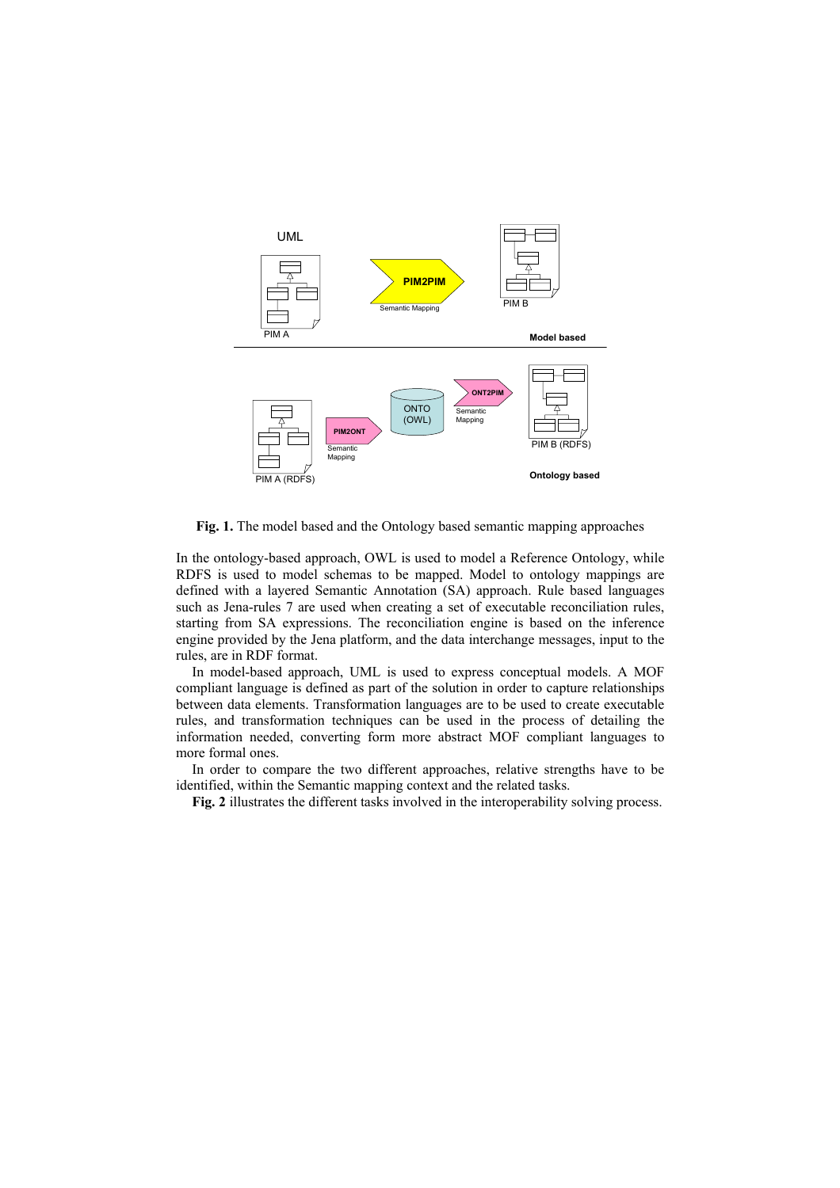**Fig. 1.** The model based and the Ontology based semantic mapping approaches

In the ontology-based approach, OWL is used to model a Reference Ontology, while RDFS is used to model schemas to be mapped. Model to ontology mappings are defined with a layered Semantic Annotation (SA) approach. Rule based languages such as Jena-rules 7 are used when creating a set of executable reconciliation rules, starting from SA expressions. The reconciliation engine is based on the inference engine provided by the Jena platform, and the data interchange messages, input to the rules, are in RDF format.

In model-based approach, UML is used to express conceptual models. A MOF compliant language is defined as part of the solution in order to capture relationships between data elements. Transformation languages are to be used to create executable rules, and transformation techniques can be used in the process of detailing the information needed, converting form more abstract MOF compliant languages to more formal ones.

In order to compare the two different approaches, relative strengths have to be identified, within the Semantic mapping context and the related tasks.

**Fig. 2** illustrates the different tasks involved in the interoperability solving process.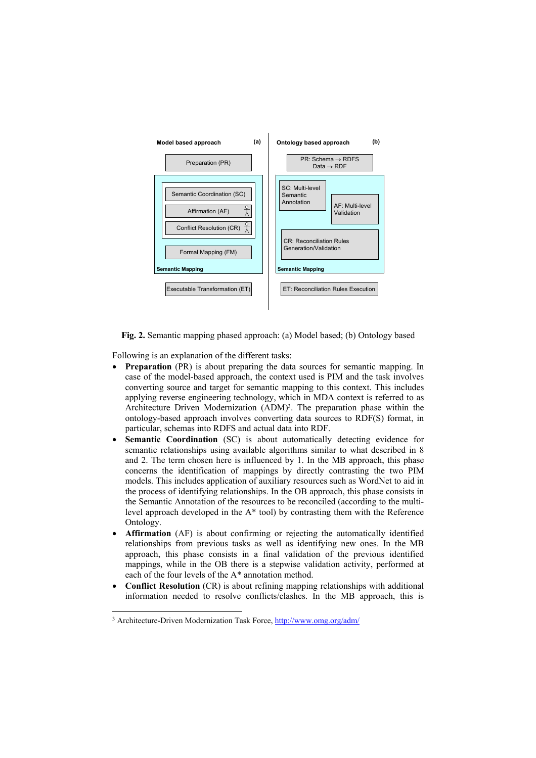**Fig. 2.** Semantic mapping phased approach: (a) Model based; (b) Ontology based

Following is an explanation of the different tasks:

- **Preparation** (PR) is about preparing the data sources for semantic mapping. In case of the model-based approach, the context used is PIM and the task involves converting source and target for semantic mapping to this context. This includes applying reverse engineering technology, which in MDA context is referred to as Architecture Driven Modernization (ADM)[3]. The preparation phase within the ontology-based approach involves converting data sources to RDF(S) format, in particular, schemas into RDFS and actual data into RDF.
- **Semantic Coordination** (SC) is about automatically detecting evidence for semantic relationships using available algorithms similar to what described in 8 and 2. The term chosen here is influenced by 1. In the MB approach, this phase concerns the identification of mappings by directly contrasting the two PIM models. This includes application of auxiliary resources such as WordNet to aid in the process of identifying relationships. In the OB approach, this phase consists in the Semantic Annotation of the resources to be reconciled (according to the multi-level approach developed in the A* tool) by contrasting them with the Reference Ontology.
- **Affirmation** (AF) is about confirming or rejecting the automatically identified relationships from previous tasks as well as identifying new ones. In the MB approach, this phase consists in a final validation of the previous identified mappings, while in the OB there is a stepwise validation activity, performed at each of the four levels of the A* annotation method.
- **Conflict Resolution** (CR) is about refining mapping relationships with additional information needed to resolve conflicts/clashes. In the MB approach, this is

[3] Architecture-Driven Modernization Task Force, http://www.omg.org/adm/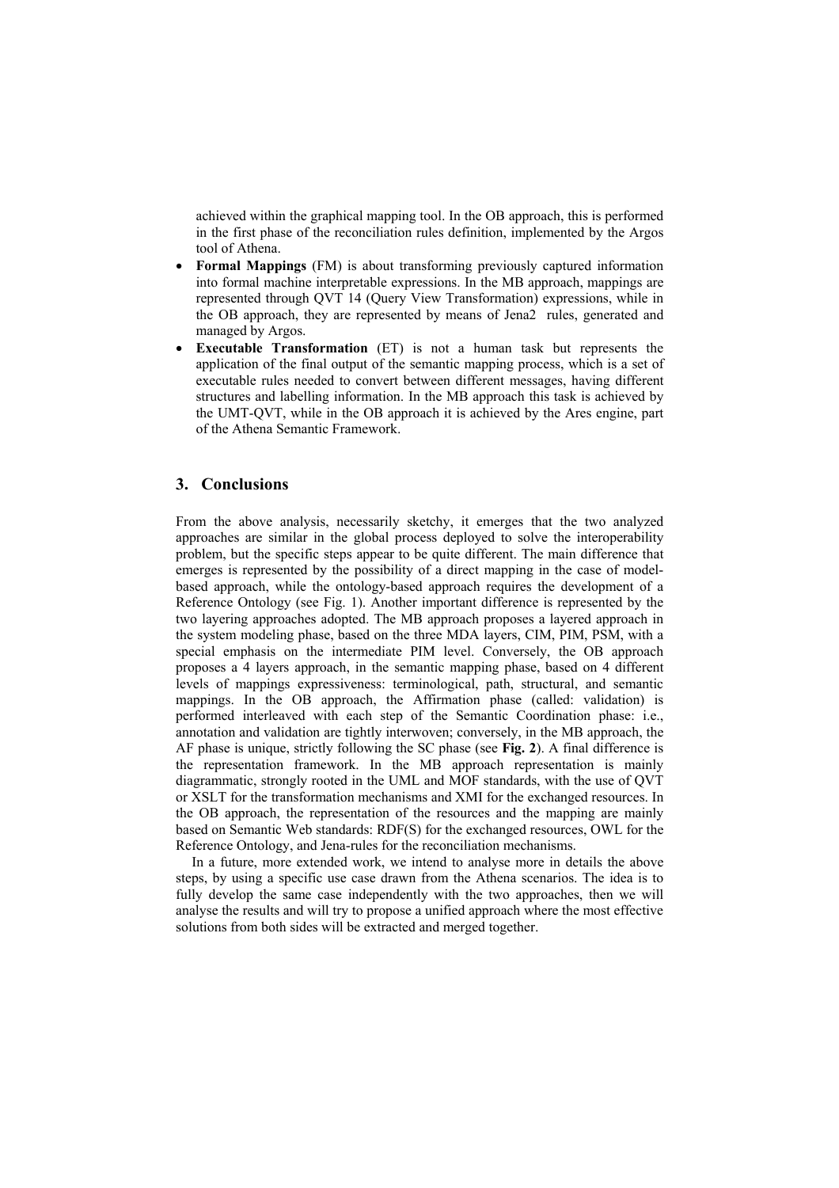achieved within the graphical mapping tool. In the OB approach, this is performed in the first phase of the reconciliation rules definition, implemented by the Argos tool of Athena.

- **Formal Mappings** (FM) is about transforming previously captured information into formal machine interpretable expressions. In the MB approach, mappings are represented through QVT 14 (Query View Transformation) expressions, while in the OB approach, they are represented by means of Jena2 rules, generated and managed by Argos.
- **Executable Transformation** (ET) is not a human task but represents the application of the final output of the semantic mapping process, which is a set of executable rules needed to convert between different messages, having different structures and labelling information. In the MB approach this task is achieved by the UMT-QVT, while in the OB approach it is achieved by the Ares engine, part of the Athena Semantic Framework.

## 3. Conclusions

From the above analysis, necessarily sketchy, it emerges that the two analyzed approaches are similar in the global process deployed to solve the interoperability problem, but the specific steps appear to be quite different. The main difference that emerges is represented by the possibility of a direct mapping in the case of model-based approach, while the ontology-based approach requires the development of a Reference Ontology (see Fig. 1). Another important difference is represented by the two layering approaches adopted. The MB approach proposes a layered approach in the system modeling phase, based on the three MDA layers, CIM, PIM, PSM, with a special emphasis on the intermediate PIM level. Conversely, the OB approach proposes a 4 layers approach, in the semantic mapping phase, based on 4 different levels of mappings expressiveness: terminological, path, structural, and semantic mappings. In the OB approach, the Affirmation phase (called: validation) is performed interleaved with each step of the Semantic Coordination phase: i.e., annotation and validation are tightly interwoven; conversely, in the MB approach, the AF phase is unique, strictly following the SC phase (see **Fig. 2**). A final difference is the representation framework. In the MB approach representation is mainly diagrammatic, strongly rooted in the UML and MOF standards, with the use of QVT or XSLT for the transformation mechanisms and XMI for the exchanged resources. In the OB approach, the representation of the resources and the mapping are mainly based on Semantic Web standards: RDF(S) for the exchanged resources, OWL for the Reference Ontology, and Jena-rules for the reconciliation mechanisms.

In a future, more extended work, we intend to analyse more in details the above steps, by using a specific use case drawn from the Athena scenarios. The idea is to fully develop the same case independently with the two approaches, then we will analyse the results and will try to propose a unified approach where the most effective solutions from both sides will be extracted and merged together.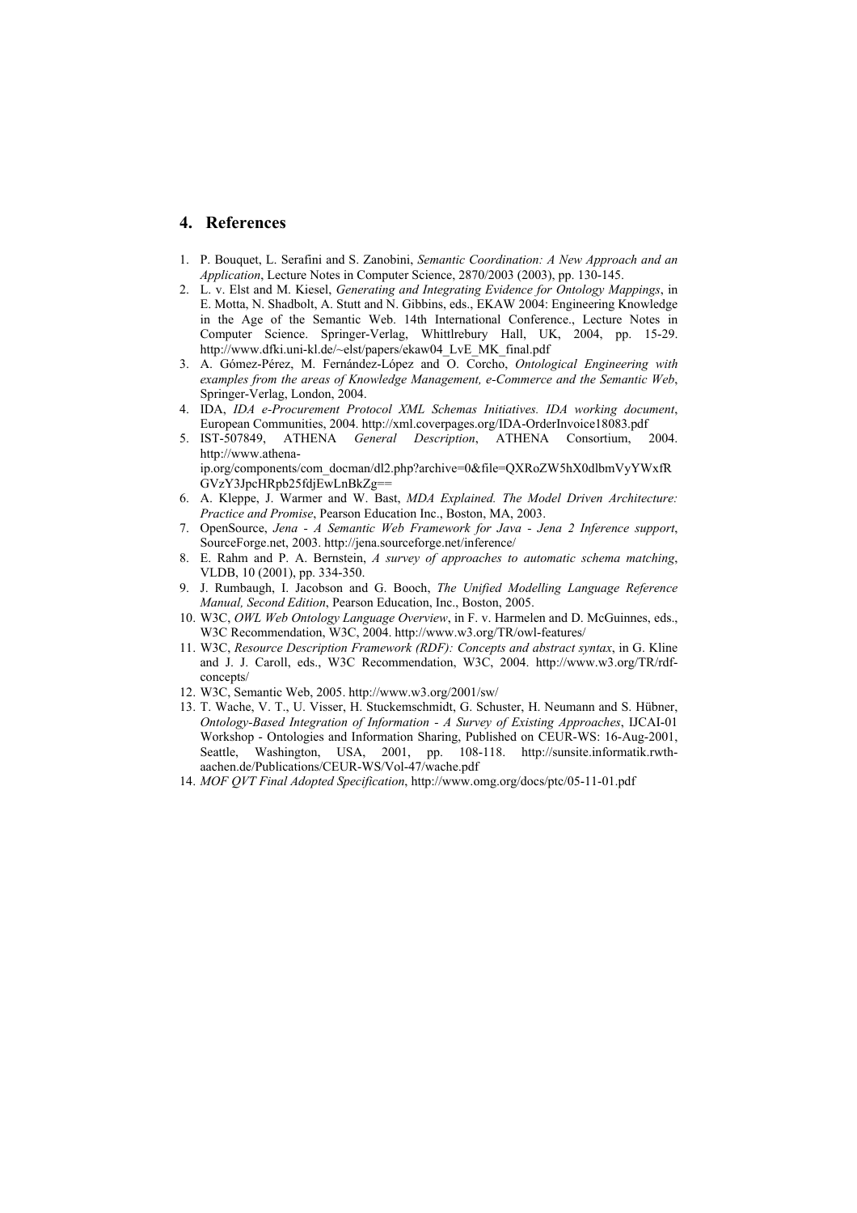## 4. References

1. P. Bouquet, L. Serafini and S. Zanobini, *Semantic Coordination: A New Approach and an Application*, Lecture Notes in Computer Science, 2870/2003 (2003), pp. 130-145.
2. L. v. Elst and M. Kiesel, *Generating and Integrating Evidence for Ontology Mappings*, in E. Motta, N. Shadbolt, A. Stutt and N. Gibbins, eds., EKAW 2004: Engineering Knowledge in the Age of the Semantic Web. 14th International Conference., Lecture Notes in Computer Science. Springer-Verlag, Whittlrebury Hall, UK, 2004, pp. 15-29. http://www.dfki.uni-kl.de/~elst/papers/ekaw04_LvE_MK_final.pdf
3. A. Gómez-Pérez, M. Fernández-López and O. Corcho, *Ontological Engineering with examples from the areas of Knowledge Management, e-Commerce and the Semantic Web*, Springer-Verlag, London, 2004.
4. IDA, *IDA e-Procurement Protocol XML Schemas Initiatives. IDA working document*, European Communities, 2004. http://xml.coverpages.org/IDA-OrderInvoice18083.pdf
5. IST-507849, ATHENA *General Description*, ATHENA Consortium, 2004. http://www.athena-ip.org/components/com_docman/dl2.php?archive=0&file=QXRoZW5hX0dlbmVyYWxfRGVzY3JpcHRpb25fdjEwLnBkZg==
6. A. Kleppe, J. Warmer and W. Bast, *MDA Explained. The Model Driven Architecture: Practice and Promise*, Pearson Education Inc., Boston, MA, 2003.
7. OpenSource, *Jena - A Semantic Web Framework for Java - Jena 2 Inference support*, SourceForge.net, 2003. http://jena.sourceforge.net/inference/
8. E. Rahm and P. A. Bernstein, *A survey of approaches to automatic schema matching*, VLDB, 10 (2001), pp. 334-350.
9. J. Rumbaugh, I. Jacobson and G. Booch, *The Unified Modelling Language Reference Manual, Second Edition*, Pearson Education, Inc., Boston, 2005.
10. W3C, *OWL Web Ontology Language Overview*, in F. v. Harmelen and D. McGuinnes, eds., W3C Recommendation, W3C, 2004. http://www.w3.org/TR/owl-features/
11. W3C, *Resource Description Framework (RDF): Concepts and abstract syntax*, in G. Kline and J. J. Caroll, eds., W3C Recommendation, W3C, 2004. http://www.w3.org/TR/rdf-concepts/
12. W3C, Semantic Web, 2005. http://www.w3.org/2001/sw/
13. T. Wache, V. T., U. Visser, H. Stuckemschmidt, G. Schuster, H. Neumann and S. Hübner, *Ontology-Based Integration of Information - A Survey of Existing Approaches*, IJCAI-01 Workshop - Ontologies and Information Sharing, Published on CEUR-WS: 16-Aug-2001, Seattle, Washington, USA, 2001, pp. 108-118. http://sunsite.informatik.rwth-aachen.de/Publications/CEUR-WS/Vol-47/wache.pdf
14. *MOF QVT Final Adopted Specification*, http://www.omg.org/docs/ptc/05-11-01.pdf